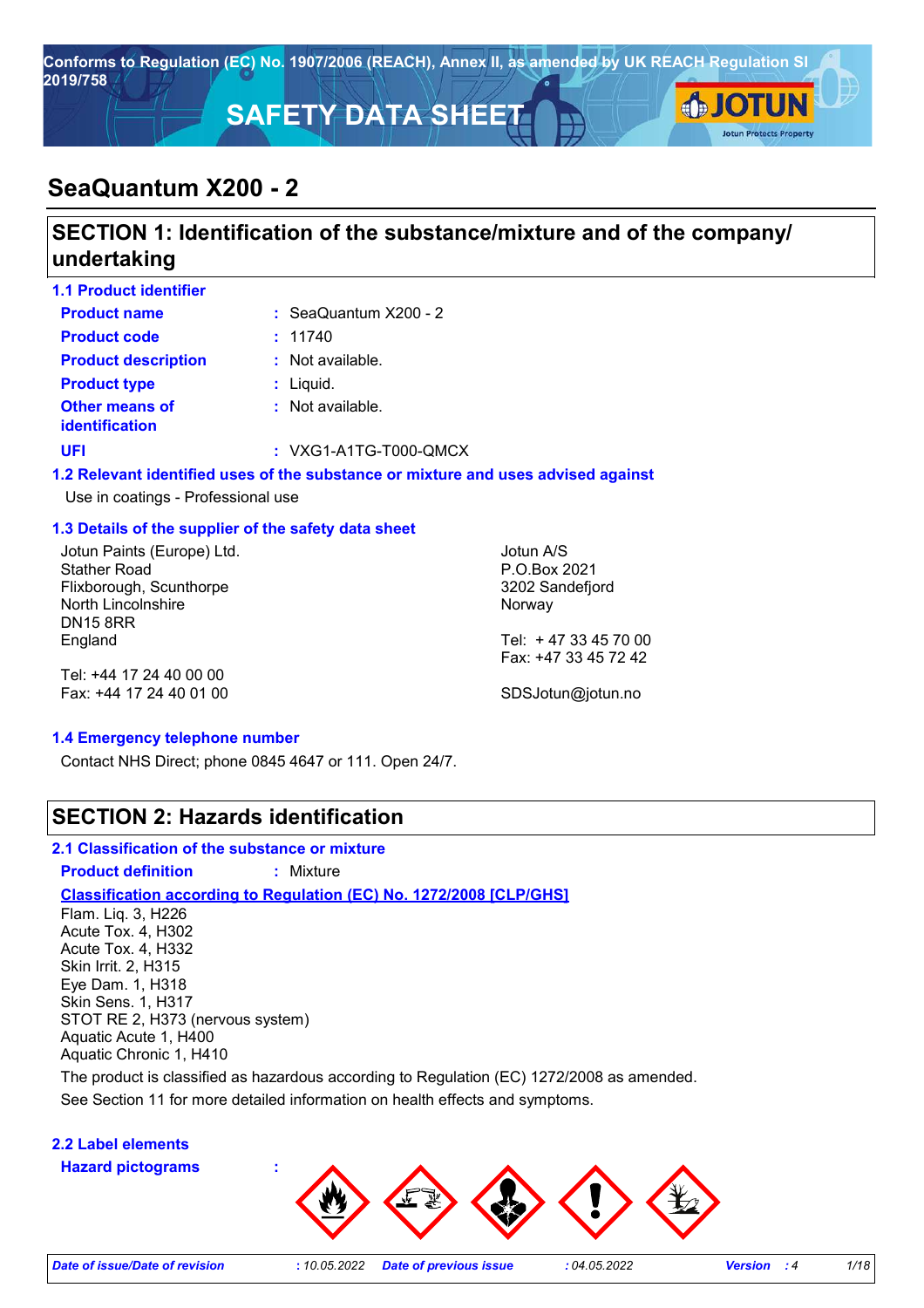Conforms to Regulation (EC) No. 1907/2006 (REACH), Annex II, as amended by UK REACH Regulation SI 2019/758

# SAFETY DATA SHEET

# SeaQuantum X200 - 2

## SECTION 1: Identification of the substance/mixture and of the company/undertaking

### 1.1 Product identifier

**Product name** : SeaQuantum X200 - 2

**Product code** : 11740

**Product description** : Not available.

**Product type** : Liquid.

**Other means of identification** : Not available.

**UFI** : VXG1-A1TG-T000-QMCX

### 1.2 Relevant identified uses of the substance or mixture and uses advised against

Use in coatings - Professional use

### 1.3 Details of the supplier of the safety data sheet

Jotun Paints (Europe) Ltd.
Stather Road
Flixborough, Scunthorpe
North Lincolnshire
DN15 8RR
England

Tel: +44 17 24 40 00 00
Fax: +44 17 24 40 01 00

Jotun A/S
P.O.Box 2021
3202 Sandefjord
Norway

Tel: + 47 33 45 70 00
Fax: +47 33 45 72 42

SDSJotun@jotun.no

### 1.4 Emergency telephone number

Contact NHS Direct; phone 0845 4647 or 111. Open 24/7.

## SECTION 2: Hazards identification

### 2.1 Classification of the substance or mixture

**Product definition** : Mixture

**Classification according to Regulation (EC) No. 1272/2008 [CLP/GHS]**

Flam. Liq. 3, H226
Acute Tox. 4, H302
Acute Tox. 4, H332
Skin Irrit. 2, H315
Eye Dam. 1, H318
Skin Sens. 1, H317
STOT RE 2, H373 (nervous system)
Aquatic Acute 1, H400
Aquatic Chronic 1, H410

The product is classified as hazardous according to Regulation (EC) 1272/2008 as amended.

See Section 11 for more detailed information on health effects and symptoms.

### 2.2 Label elements

**Hazard pictograms** :

*Date of issue/Date of revision* : 10.05.2022 *Date of previous issue* : 04.05.2022 *Version* : 4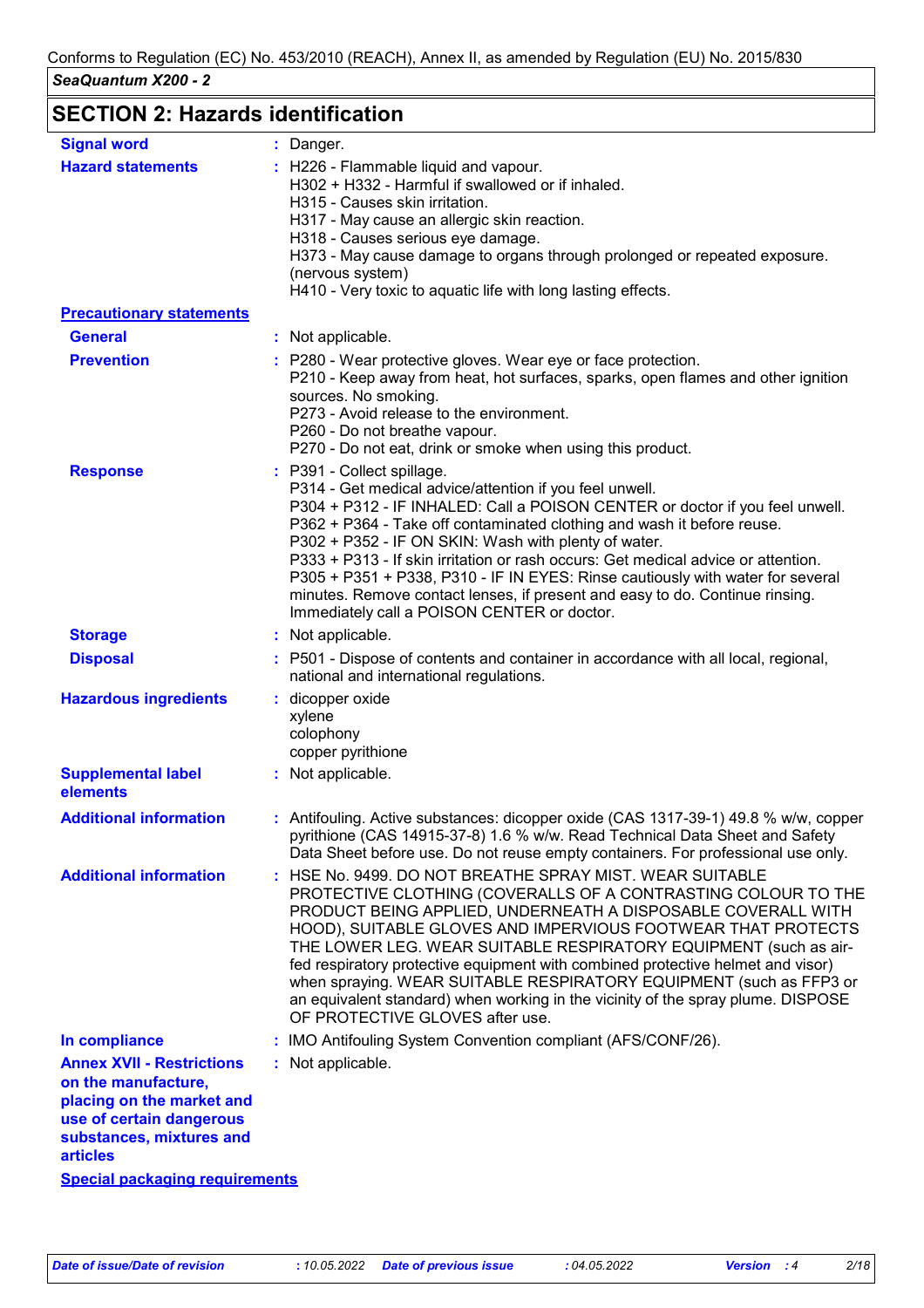## SECTION 2: Hazards identification

| | |
|---|---|
| **Signal word** | : Danger. |
| **Hazard statements** | : H226 - Flammable liquid and vapour.<br>H302 + H332 - Harmful if swallowed or if inhaled.<br>H315 - Causes skin irritation.<br>H317 - May cause an allergic skin reaction.<br>H318 - Causes serious eye damage.<br>H373 - May cause damage to organs through prolonged or repeated exposure. (nervous system)<br>H410 - Very toxic to aquatic life with long lasting effects. |

**Precautionary statements**

| | |
|---|---|
| **General** | : Not applicable. |
| **Prevention** | : P280 - Wear protective gloves. Wear eye or face protection.<br>P210 - Keep away from heat, hot surfaces, sparks, open flames and other ignition sources. No smoking.<br>P273 - Avoid release to the environment.<br>P260 - Do not breathe vapour.<br>P270 - Do not eat, drink or smoke when using this product. |
| **Response** | : P391 - Collect spillage.<br>P314 - Get medical advice/attention if you feel unwell.<br>P304 + P312 - IF INHALED: Call a POISON CENTER or doctor if you feel unwell.<br>P362 + P364 - Take off contaminated clothing and wash it before reuse.<br>P302 + P352 - IF ON SKIN: Wash with plenty of water.<br>P333 + P313 - If skin irritation or rash occurs: Get medical advice or attention.<br>P305 + P351 + P338, P310 - IF IN EYES: Rinse cautiously with water for several minutes. Remove contact lenses, if present and easy to do. Continue rinsing. Immediately call a POISON CENTER or doctor. |
| **Storage** | : Not applicable. |
| **Disposal** | : P501 - Dispose of contents and container in accordance with all local, regional, national and international regulations. |
| **Hazardous ingredients** | : dicopper oxide<br>xylene<br>colophony<br>copper pyrithione |
| **Supplemental label elements** | : Not applicable. |
| **Additional information** | : Antifouling. Active substances: dicopper oxide (CAS 1317-39-1) 49.8 % w/w, copper pyrithione (CAS 14915-37-8) 1.6 % w/w. Read Technical Data Sheet and Safety Data Sheet before use. Do not reuse empty containers. For professional use only. |
| **Additional information** | : HSE No. 9499. DO NOT BREATHE THE SPRAY MIST. WEAR SUITABLE PROTECTIVE CLOTHING (COVERALLS OF A CONTRASTING COLOUR TO THE PRODUCT BEING APPLIED, UNDERNEATH A DISPOSABLE COVERALL WITH HOOD), SUITABLE GLOVES AND IMPERVIOUS FOOTWEAR THAT PROTECTS THE LOWER LEG. WEAR SUITABLE RESPIRATORY EQUIPMENT (such as air-fed respiratory protective equipment with combined protective helmet and visor) when spraying. WEAR SUITABLE RESPIRATORY EQUIPMENT (such as FFP3 or an equivalent standard) when working in the vicinity of the spray plume. DISPOSE OF PROTECTIVE GLOVES after use. |
| **In compliance** | : IMO Antifouling System Convention compliant (AFS/CONF/26). |
| **Annex XVII - Restrictions on the manufacture, placing on the market and use of certain dangerous substances, mixtures and articles** | : Not applicable. |

**Special packaging requirements**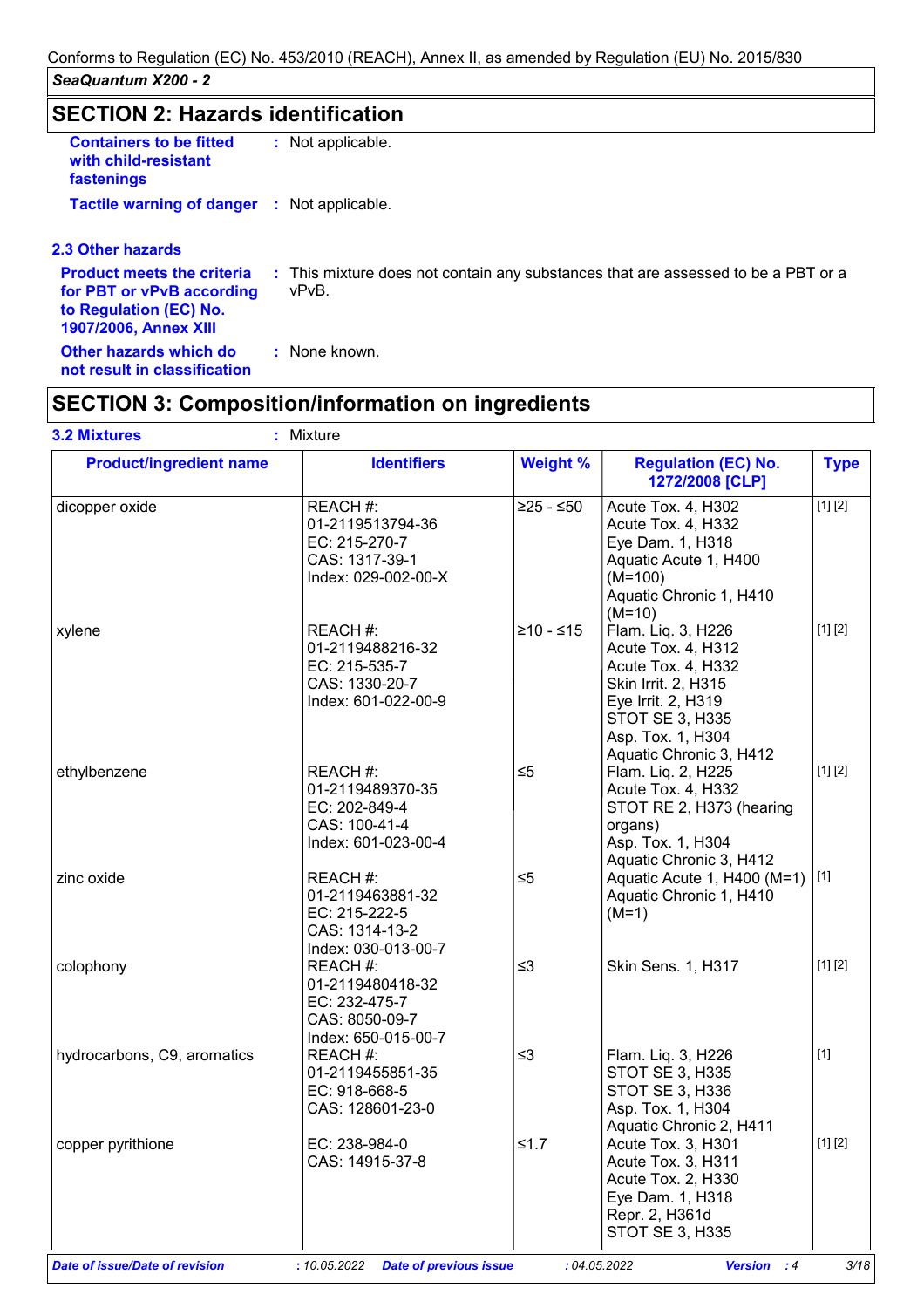## SECTION 2: Hazards identification

**Containers to be fitted with child-resistant fastenings** : Not applicable.

**Tactile warning of danger** : Not applicable.

### 2.3 Other hazards

**Product meets the criteria for PBT or vPvB according to Regulation (EC) No. 1907/2006, Annex XIII** : This mixture does not contain any substances that are assessed to be a PBT or a vPvB.

**Other hazards which do not result in classification** : None known.

## SECTION 3: Composition/information on ingredients

**3.2 Mixtures** : Mixture

| Product/ingredient name | Identifiers | Weight % | Regulation (EC) No. 1272/2008 [CLP] | Type |
|---|---|---|---|---|
| dicopper oxide | REACH #: 01-2119513794-36<br>EC: 215-270-7<br>CAS: 1317-39-1<br>Index: 029-002-00-X | ≥25 - ≤50 | Acute Tox. 4, H302<br>Acute Tox. 4, H332<br>Eye Dam. 1, H318<br>Aquatic Acute 1, H400 (M=100)<br>Aquatic Chronic 1, H410 (M=10) | [1] [2] |
| xylene | REACH #: 01-2119488216-32<br>EC: 215-535-7<br>CAS: 1330-20-7<br>Index: 601-022-00-9 | ≥10 - ≤15 | Flam. Liq. 3, H226<br>Acute Tox. 4, H312<br>Acute Tox. 4, H332<br>Skin Irrit. 2, H315<br>Eye Irrit. 2, H319<br>STOT SE 3, H335<br>Asp. Tox. 1, H304<br>Aquatic Chronic 3, H412 | [1] [2] |
| ethylbenzene | REACH #: 01-2119489370-35<br>EC: 202-849-4<br>CAS: 100-41-4<br>Index: 601-023-00-4 | ≤5 | Flam. Liq. 2, H225<br>Acute Tox. 4, H332<br>STOT RE 2, H373 (hearing organs)<br>Asp. Tox. 1, H304<br>Aquatic Chronic 3, H412 | [1] [2] |
| zinc oxide | REACH #: 01-2119463881-32<br>EC: 215-222-5<br>CAS: 1314-13-2<br>Index: 030-013-00-7 | ≤5 | Aquatic Acute 1, H400 (M=1)<br>Aquatic Chronic 1, H410 (M=1) | [1] |
| colophony | REACH #: 01-2119480418-32<br>EC: 232-475-7<br>CAS: 8050-09-7<br>Index: 650-015-00-7 | ≤3 | Skin Sens. 1, H317 | [1] [2] |
| hydrocarbons, C9, aromatics | REACH #: 01-2119455851-35<br>EC: 918-668-5<br>CAS: 128601-23-0 | ≤3 | Flam. Liq. 3, H226<br>STOT SE 3, H335<br>STOT SE 3, H336<br>Asp. Tox. 1, H304<br>Aquatic Chronic 2, H411 | [1] |
| copper pyrithione | EC: 238-984-0<br>CAS: 14915-37-8 | ≤1.7 | Acute Tox. 3, H301<br>Acute Tox. 3, H311<br>Acute Tox. 2, H330<br>Eye Dam. 1, H318<br>Repr. 2, H361d<br>STOT SE 3, H335 | [1] [2] |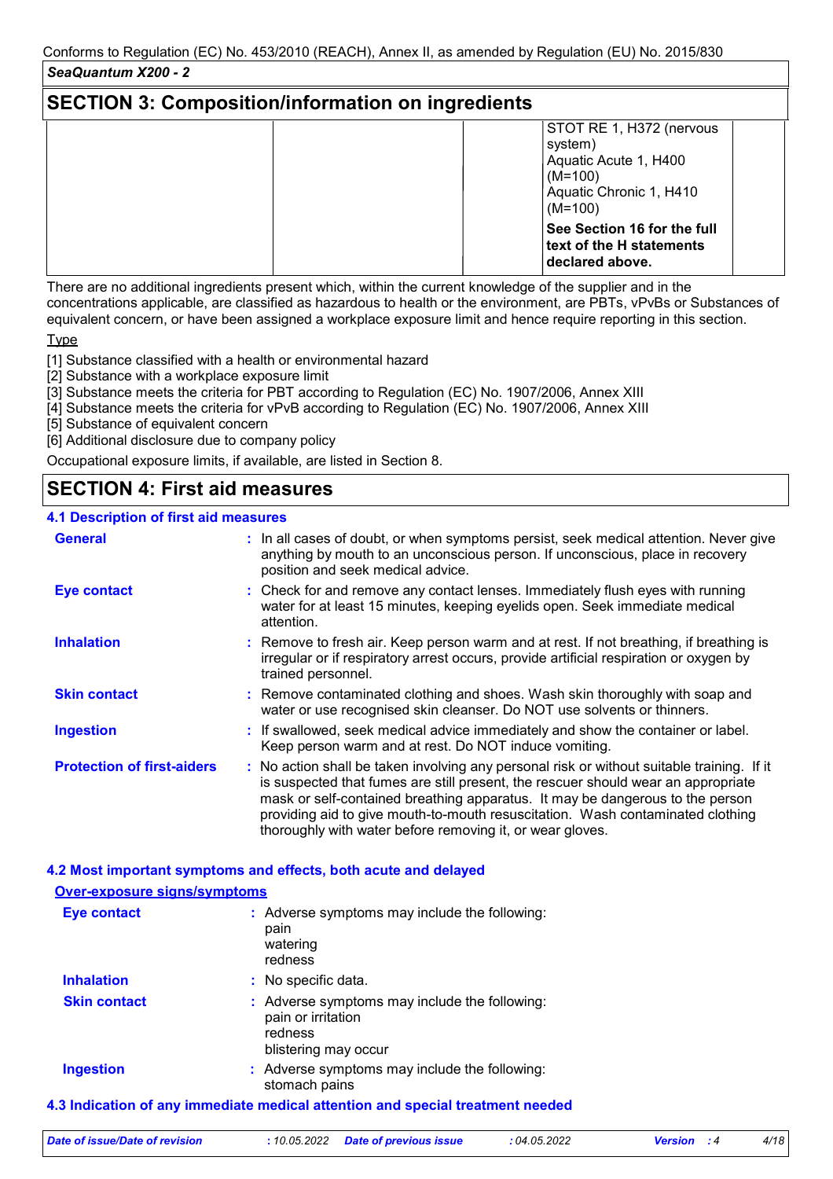## SECTION 3: Composition/information on ingredients

| | | | | |
|---|---|---|---|---|
| | | | STOT RE 1, H372 (nervous system)<br>Aquatic Acute 1, H400 (M=100)<br>Aquatic Chronic 1, H410 (M=100)<br>**See Section 16 for the full text of the H statements declared above.** | |

There are no additional ingredients present which, within the current knowledge of the supplier and in the concentrations applicable, are classified as hazardous to health or the environment, are PBTs, vPvBs or Substances of equivalent concern, or have been assigned a workplace exposure limit and hence require reporting in this section.

Type

[1] Substance classified with a health or environmental hazard
[2] Substance with a workplace exposure limit
[3] Substance meets the criteria for PBT according to Regulation (EC) No. 1907/2006, Annex XIII
[4] Substance meets the criteria for vPvB according to Regulation (EC) No. 1907/2006, Annex XIII
[5] Substance of equivalent concern
[6] Additional disclosure due to company policy

Occupational exposure limits, if available, are listed in Section 8.

## SECTION 4: First aid measures

### 4.1 Description of first aid measures

**General** : In all cases of doubt, or when symptoms persist, seek medical attention. Never give anything by mouth to an unconscious person. If unconscious, place in recovery position and seek medical advice.

**Eye contact** : Check for and remove any contact lenses. Immediately flush eyes with running water for at least 15 minutes, keeping eyelids open. Seek immediate medical attention.

**Inhalation** : Remove to fresh air. Keep person warm and at rest. If not breathing, if breathing is irregular or if respiratory arrest occurs, provide artificial respiration or oxygen by trained personnel.

**Skin contact** : Remove contaminated clothing and shoes. Wash skin thoroughly with soap and water or use recognised skin cleanser. Do NOT use solvents or thinners.

**Ingestion** : If swallowed, seek medical advice immediately and show the container or label. Keep person warm and at rest. Do NOT induce vomiting.

**Protection of first-aiders** : No action shall be taken involving any personal risk or without suitable training. If it is suspected that fumes are still present, the rescuer should wear an appropriate mask or self-contained breathing apparatus. It may be dangerous to the person providing aid to give mouth-to-mouth resuscitation. Wash contaminated clothing thoroughly with water before removing it, or wear gloves.

### 4.2 Most important symptoms and effects, both acute and delayed

**Over-exposure signs/symptoms**

**Eye contact** : Adverse symptoms may include the following:
pain
watering
redness

**Inhalation** : No specific data.

**Skin contact** : Adverse symptoms may include the following:
pain or irritation
redness
blistering may occur

**Ingestion** : Adverse symptoms may include the following:
stomach pains

### 4.3 Indication of any immediate medical attention and special treatment needed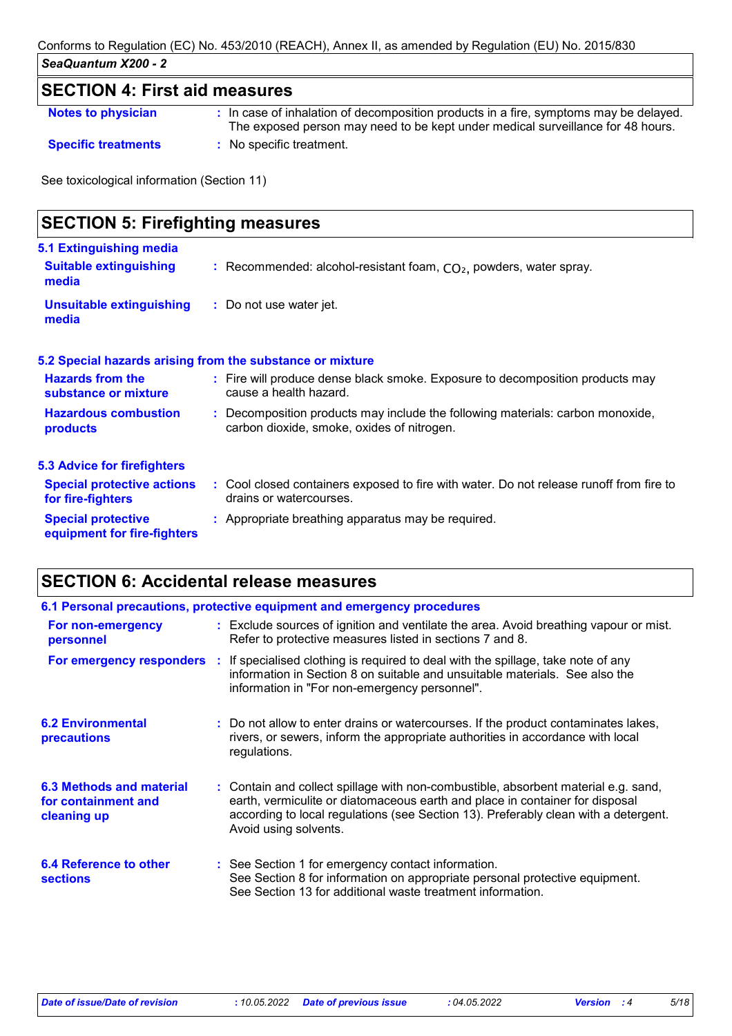## SECTION 4: First aid measures

**Notes to physician** : In case of inhalation of decomposition products in a fire, symptoms may be delayed. The exposed person may need to be kept under medical surveillance for 48 hours.

**Specific treatments** : No specific treatment.

See toxicological information (Section 11)

## SECTION 5: Firefighting measures

### 5.1 Extinguishing media

**Suitable extinguishing media** : Recommended: alcohol-resistant foam, $CO_2$, powders, water spray.

**Unsuitable extinguishing media** : Do not use water jet.

### 5.2 Special hazards arising from the substance or mixture

**Hazards from the substance or mixture** : Fire will produce dense black smoke. Exposure to decomposition products may cause a health hazard.

**Hazardous combustion products** : Decomposition products may include the following materials: carbon monoxide, carbon dioxide, smoke, oxides of nitrogen.

### 5.3 Advice for firefighters

**Special protective actions for fire-fighters** : Cool closed containers exposed to fire with water. Do not release runoff from fire to drains or watercourses.

**Special protective equipment for fire-fighters** : Appropriate breathing apparatus may be required.

## SECTION 6: Accidental release measures

### 6.1 Personal precautions, protective equipment and emergency procedures

**For non-emergency personnel** : Exclude sources of ignition and ventilate the area. Avoid breathing vapour or mist. Refer to protective measures listed in sections 7 and 8.

**For emergency responders** : If specialised clothing is required to deal with the spillage, take note of any information in Section 8 on suitable and unsuitable materials. See also the information in "For non-emergency personnel".

**6.2 Environmental precautions** : Do not allow to enter drains or watercourses. If the product contaminates lakes, rivers, or sewers, inform the appropriate authorities in accordance with local regulations.

**6.3 Methods and material for containment and cleaning up** : Contain and collect spillage with non-combustible, absorbent material e.g. sand, earth, vermiculite or diatomaceous earth and place in container for disposal according to local regulations (see Section 13). Preferably clean with a detergent. Avoid using solvents.

**6.4 Reference to other sections** : See Section 1 for emergency contact information.
See Section 8 for information on appropriate personal protective equipment.
See Section 13 for additional waste treatment information.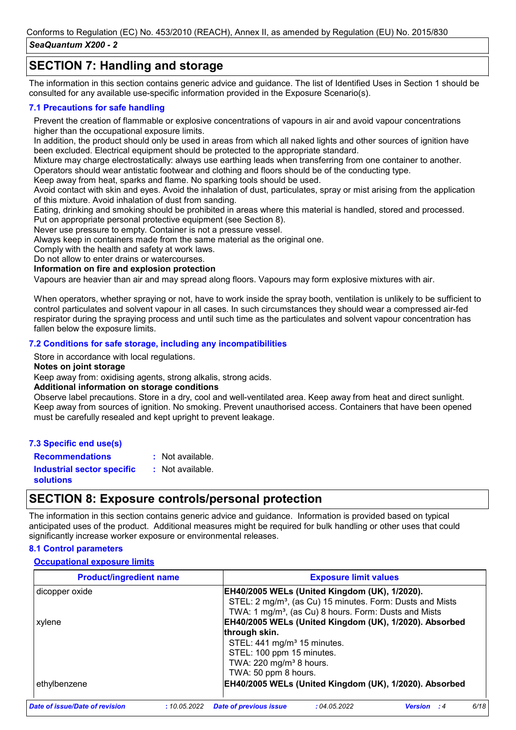## SECTION 7: Handling and storage

The information in this section contains generic advice and guidance. The list of Identified Uses in Section 1 should be consulted for any available use-specific information provided in the Exposure Scenario(s).

### 7.1 Precautions for safe handling

Prevent the creation of flammable or explosive concentrations of vapours in air and avoid vapour concentrations higher than the occupational exposure limits.
In addition, the product should only be used in areas from which all naked lights and other sources of ignition have been excluded. Electrical equipment should be protected to the appropriate standard.
Mixture may charge electrostatically: always use earthing leads when transferring from one container to another. Operators should wear antistatic footwear and clothing and floors should be of the conducting type.
Keep away from heat, sparks and flame. No sparking tools should be used.
Avoid contact with skin and eyes. Avoid the inhalation of dust, particulates, spray or mist arising from the application of this mixture. Avoid inhalation of dust from sanding.
Eating, drinking and smoking should be prohibited in areas where this material is handled, stored and processed.
Put on appropriate personal protective equipment (see Section 8).
Never use pressure to empty. Container is not a pressure vessel.
Always keep in containers made from the same material as the original one.
Comply with the health and safety at work laws.
Do not allow to enter drains or watercourses.

**Information on fire and explosion protection**

Vapours are heavier than air and may spread along floors. Vapours may form explosive mixtures with air.

When operators, whether spraying or not, have to work inside the spray booth, ventilation is unlikely to be sufficient to control particulates and solvent vapour in all cases. In such circumstances they should wear a compressed air-fed respirator during the spraying process and until such time as the particulates and solvent vapour concentration has fallen below the exposure limits.

### 7.2 Conditions for safe storage, including any incompatibilities

Store in accordance with local regulations.

**Notes on joint storage**

Keep away from: oxidising agents, strong alkalis, strong acids.

**Additional information on storage conditions**

Observe label precautions. Store in a dry, cool and well-ventilated area. Keep away from heat and direct sunlight. Keep away from sources of ignition. No smoking. Prevent unauthorised access. Containers that have been opened must be carefully resealed and kept upright to prevent leakage.

### 7.3 Specific end use(s)

**Recommendations** : Not available.

**Industrial sector specific solutions** : Not available.

## SECTION 8: Exposure controls/personal protection

The information in this section contains generic advice and guidance. Information is provided based on typical anticipated uses of the product. Additional measures might be required for bulk handling or other uses that could significantly increase worker exposure or environmental releases.

### 8.1 Control parameters

**Occupational exposure limits**

| Product/ingredient name | Exposure limit values |
|---|---|
| dicopper oxide | **EH40/2005 WELs (United Kingdom (UK), 1/2020).**<br>STEL: 2 mg/m³, (as Cu) 15 minutes. Form: Dusts and Mists<br>TWA: 1 mg/m³, (as Cu) 8 hours. Form: Dusts and Mists |
| xylene | **EH40/2005 WELs (United Kingdom (UK), 1/2020). Absorbed through skin.**<br>STEL: 441 mg/m³ 15 minutes.<br>STEL: 100 ppm 15 minutes.<br>TWA: 220 mg/m³ 8 hours.<br>TWA: 50 ppm 8 hours. |
| ethylbenzene | **EH40/2005 WELs (United Kingdom (UK), 1/2020). Absorbed** |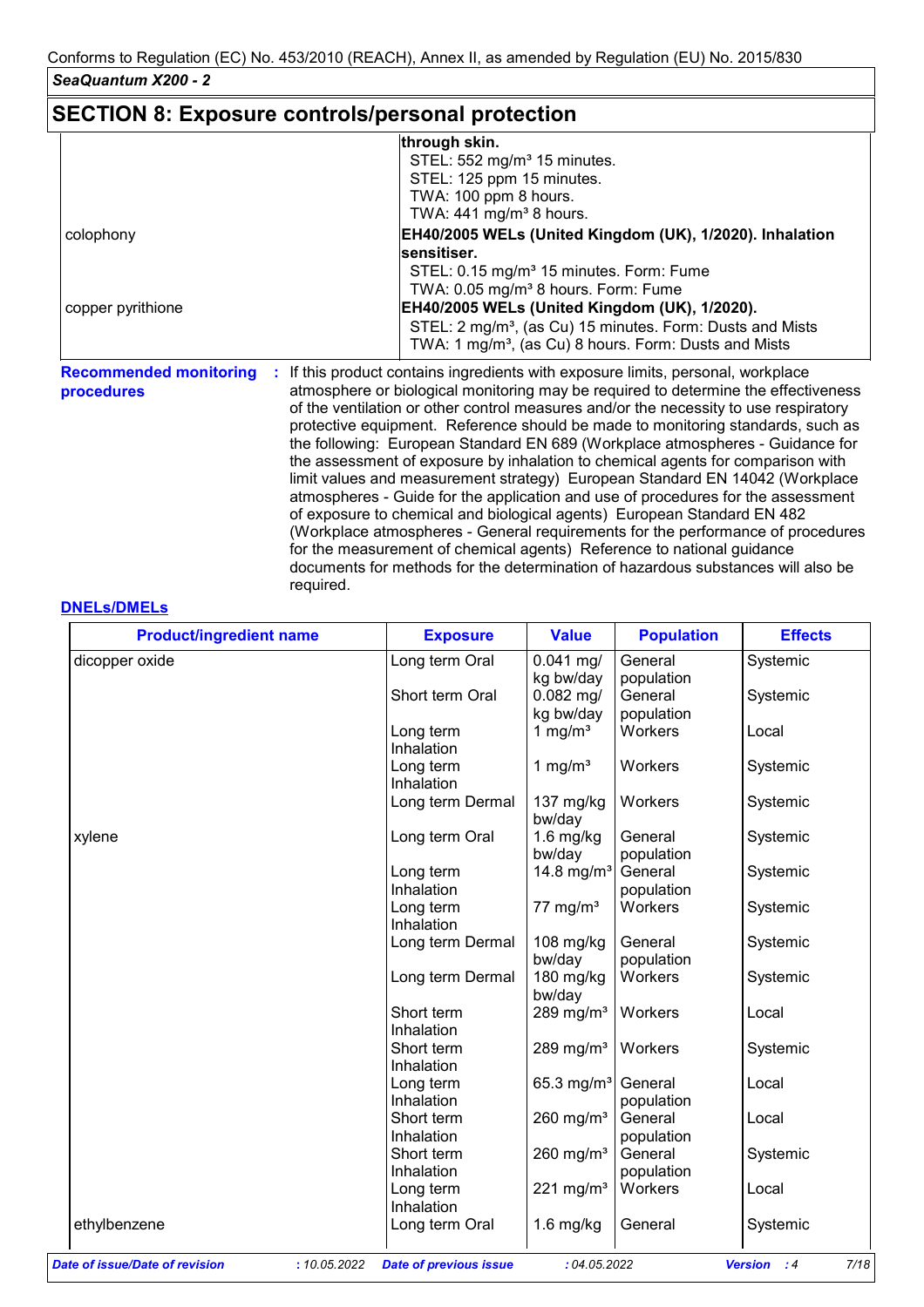## SECTION 8: Exposure controls/personal protection

| | |
|---|---|
| | **through skin.**<br>STEL: 552 mg/m³ 15 minutes.<br>STEL: 125 ppm 15 minutes.<br>TWA: 100 ppm 8 hours.<br>TWA: 441 mg/m³ 8 hours. |
| colophony | **EH40/2005 WELs (United Kingdom (UK), 1/2020). Inhalation sensitiser.**<br>STEL: 0.15 mg/m³ 15 minutes. Form: Fume<br>TWA: 0.05 mg/m³ 8 hours. Form: Fume |
| copper pyrithione | **EH40/2005 WELs (United Kingdom (UK), 1/2020).**<br>STEL: 2 mg/m³, (as Cu) 15 minutes. Form: Dusts and Mists<br>TWA: 1 mg/m³, (as Cu) 8 hours. Form: Dusts and Mists |

**Recommended monitoring procedures** : If this product contains ingredients with exposure limits, personal, workplace atmosphere or biological monitoring may be required to determine the effectiveness of the ventilation or other control measures and/or the necessity to use respiratory protective equipment. Reference should be made to monitoring standards, such as the following: European Standard EN 689 (Workplace atmospheres - Guidance for the assessment of exposure by inhalation to chemical agents for comparison with limit values and measurement strategy) European Standard EN 14042 (Workplace atmospheres - Guide for the application and use of procedures for the assessment of exposure to chemical and biological agents) European Standard EN 482 (Workplace atmospheres - General requirements for the performance of procedures for the measurement of chemical agents) Reference to national guidance documents for methods for the determination of hazardous substances will also be required.

### DNELs/DMELs

| Product/ingredient name | Exposure | Value | Population | Effects |
|---|---|---|---|---|
| dicopper oxide | Long term Oral | 0.041 mg/kg bw/day | General population | Systemic |
| | Short term Oral | 0.082 mg/kg bw/day | General population | Systemic |
| | Long term Inhalation | 1 mg/m³ | Workers | Local |
| | Long term Inhalation | 1 mg/m³ | Workers | Systemic |
| | Long term Dermal | 137 mg/kg bw/day | Workers | Systemic |
| xylene | Long term Oral | 1.6 mg/kg bw/day | General population | Systemic |
| | Long term Inhalation | 14.8 mg/m³ | General population | Systemic |
| | Long term Inhalation | 77 mg/m³ | Workers | Systemic |
| | Long term Dermal | 108 mg/kg bw/day | General population | Systemic |
| | Long term Dermal | 180 mg/kg bw/day | Workers | Systemic |
| | Short term Inhalation | 289 mg/m³ | Workers | Local |
| | Short term Inhalation | 289 mg/m³ | Workers | Systemic |
| | Long term Inhalation | 65.3 mg/m³ | General population | Local |
| | Short term Inhalation | 260 mg/m³ | General population | Local |
| | Short term Inhalation | 260 mg/m³ | General population | Systemic |
| | Long term Inhalation | 221 mg/m³ | Workers | Local |
| ethylbenzene | Long term Oral | 1.6 mg/kg | General | Systemic |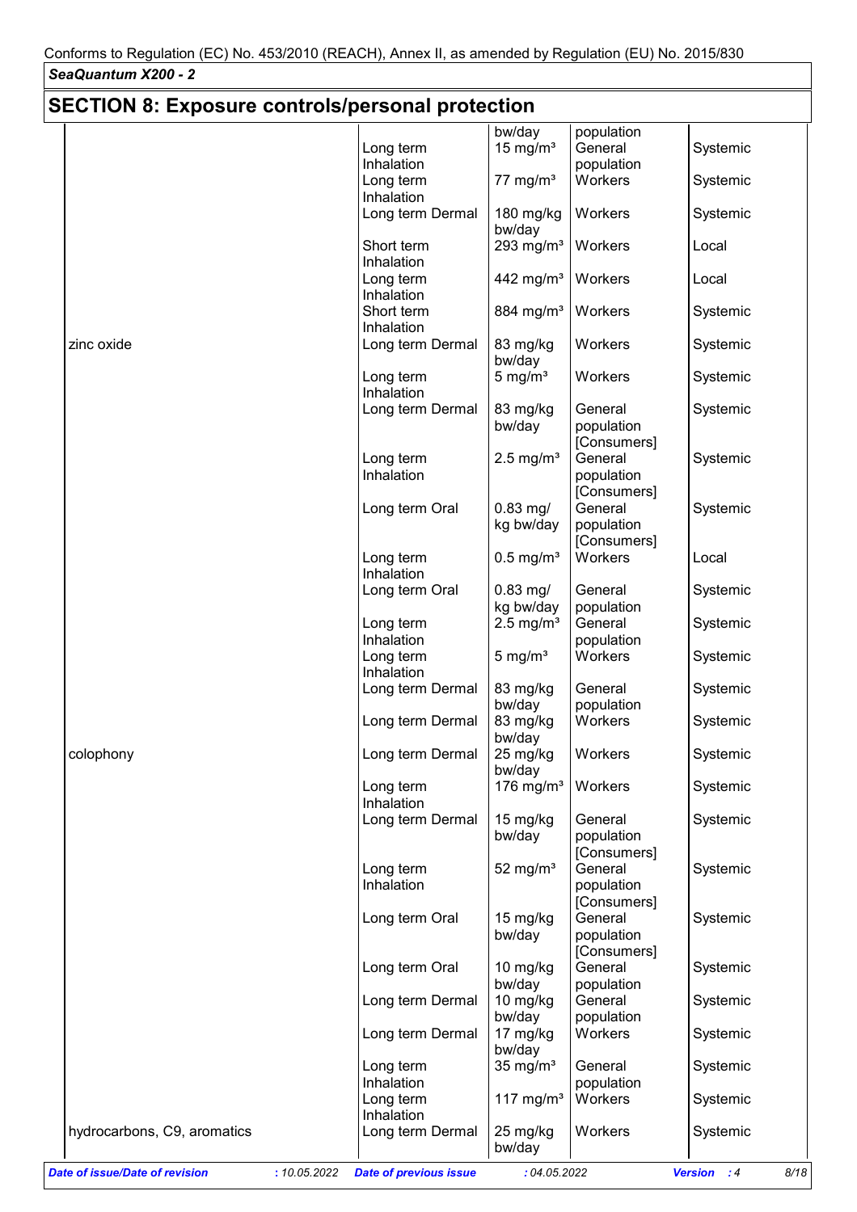Conforms to Regulation (EC) No. 453/2010 (REACH), Annex II, as amended by Regulation (EU) No. 2015/830

***SeaQuantum X200 - 2***

## SECTION 8: Exposure controls/personal protection

| | | | | |
|---|---|---|---|---|
| | | bw/day | population | |
| | Long term Inhalation | 15 mg/m³ | General population | Systemic |
| | Long term Inhalation | 77 mg/m³ | Workers | Systemic |
| | Long term Dermal | 180 mg/kg bw/day | Workers | Systemic |
| | Short term Inhalation | 293 mg/m³ | Workers | Local |
| | Long term Inhalation | 442 mg/m³ | Workers | Local |
| | Short term Inhalation | 884 mg/m³ | Workers | Systemic |
| zinc oxide | Long term Dermal | 83 mg/kg bw/day | Workers | Systemic |
| | Long term Inhalation | 5 mg/m³ | Workers | Systemic |
| | Long term Dermal | 83 mg/kg bw/day | General population [Consumers] | Systemic |
| | Long term Inhalation | 2.5 mg/m³ | General population [Consumers] | Systemic |
| | Long term Oral | 0.83 mg/kg bw/day | General population [Consumers] | Systemic |
| | Long term Inhalation | 0.5 mg/m³ | Workers | Local |
| | Long term Oral | 0.83 mg/kg bw/day | General population | Systemic |
| | Long term Inhalation | 2.5 mg/m³ | General population | Systemic |
| | Long term Inhalation | 5 mg/m³ | Workers | Systemic |
| | Long term Dermal | 83 mg/kg bw/day | General population | Systemic |
| | Long term Dermal | 83 mg/kg bw/day | Workers | Systemic |
| colophony | Long term Dermal | 25 mg/kg bw/day | Workers | Systemic |
| | Long term Inhalation | 176 mg/m³ | Workers | Systemic |
| | Long term Dermal | 15 mg/kg bw/day | General population [Consumers] | Systemic |
| | Long term Inhalation | 52 mg/m³ | General population [Consumers] | Systemic |
| | Long term Oral | 15 mg/kg bw/day | General population [Consumers] | Systemic |
| | Long term Oral | 10 mg/kg bw/day | General population | Systemic |
| | Long term Dermal | 10 mg/kg bw/day | General population | Systemic |
| | Long term Dermal | 17 mg/kg bw/day | Workers | Systemic |
| | Long term Inhalation | 35 mg/m³ | General population | Systemic |
| | Long term Inhalation | 117 mg/m³ | Workers | Systemic |
| hydrocarbons, C9, aromatics | Long term Dermal | 25 mg/kg bw/day | Workers | Systemic |

*Date of issue/Date of revision* : 10.05.2022 *Date of previous issue* : 04.05.2022 *Version* : 4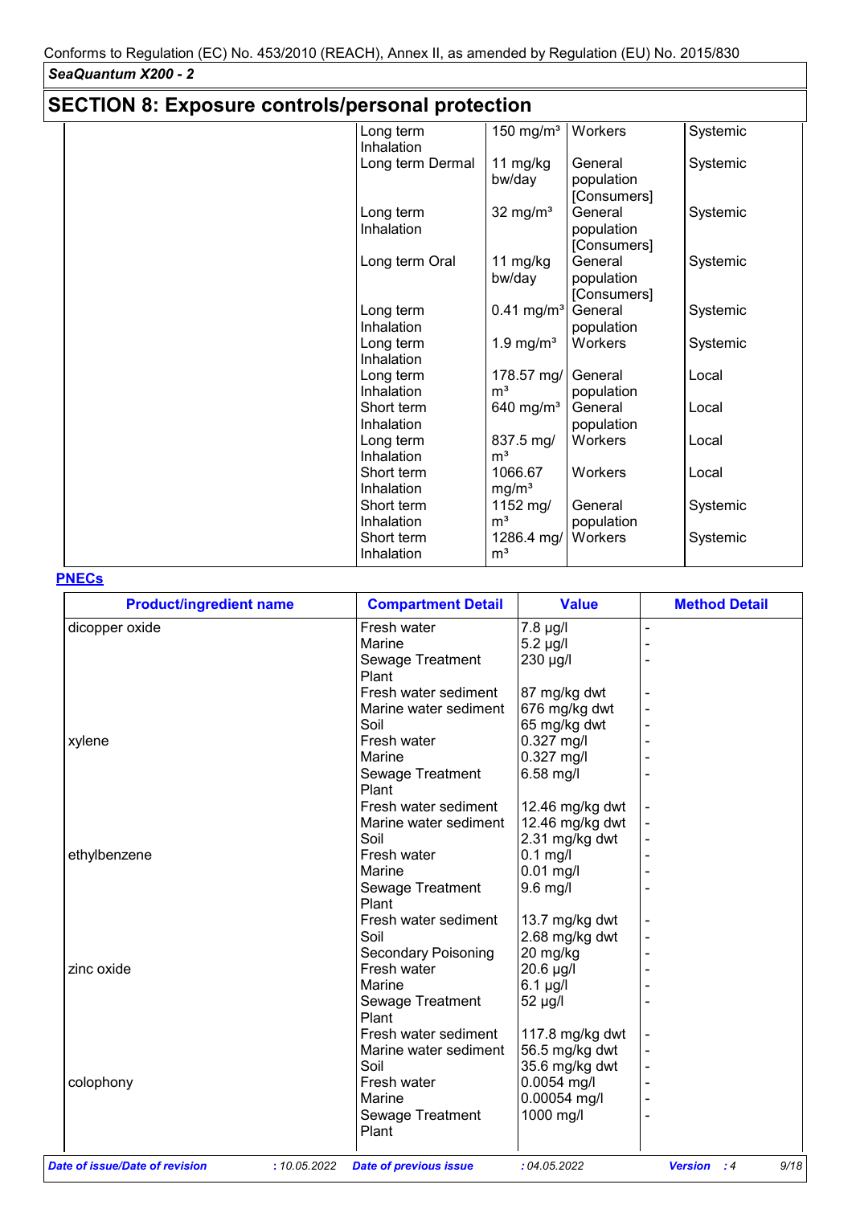Conforms to Regulation (EC) No. 453/2010 (REACH), Annex II, as amended by Regulation (EU) No. 2015/830

*SeaQuantum X200 - 2*

## SECTION 8: Exposure controls/personal protection

| | | | | |
|---|---|---|---|---|
| | Long term Inhalation | 150 mg/m³ | Workers | Systemic |
| | Long term Dermal | 11 mg/kg bw/day | General population [Consumers] | Systemic |
| | Long term Inhalation | 32 mg/m³ | General population [Consumers] | Systemic |
| | Long term Oral | 11 mg/kg bw/day | General population [Consumers] | Systemic |
| | Long term Inhalation | 0.41 mg/m³ | General population | Systemic |
| | Long term Inhalation | 1.9 mg/m³ | Workers | Systemic |
| | Long term Inhalation | 178.57 mg/m³ | General population | Local |
| | Short term Inhalation | 640 mg/m³ | General population | Local |
| | Long term Inhalation | 837.5 mg/m³ | Workers | Local |
| | Short term Inhalation | 1066.67 mg/m³ | Workers | Local |
| | Short term Inhalation | 1152 mg/m³ | General population | Systemic |
| | Short term Inhalation | 1286.4 mg/m³ | Workers | Systemic |

**PNECs**

| Product/ingredient name | Compartment Detail | Value | Method Detail |
|---|---|---|---|
| dicopper oxide | Fresh water | 7.8 µg/l | - |
| | Marine | 5.2 µg/l | - |
| | Sewage Treatment Plant | 230 µg/l | - |
| | Fresh water sediment | 87 mg/kg dwt | - |
| | Marine water sediment | 676 mg/kg dwt | - |
| | Soil | 65 mg/kg dwt | - |
| xylene | Fresh water | 0.327 mg/l | - |
| | Marine | 0.327 mg/l | - |
| | Sewage Treatment Plant | 6.58 mg/l | - |
| | Fresh water sediment | 12.46 mg/kg dwt | - |
| | Marine water sediment | 12.46 mg/kg dwt | - |
| | Soil | 2.31 mg/kg dwt | - |
| ethylbenzene | Fresh water | 0.1 mg/l | - |
| | Marine | 0.01 mg/l | - |
| | Sewage Treatment Plant | 9.6 mg/l | - |
| | Fresh water sediment | 13.7 mg/kg dwt | - |
| | Soil | 2.68 mg/kg dwt | - |
| | Secondary Poisoning | 20 mg/kg | - |
| zinc oxide | Fresh water | 20.6 µg/l | - |
| | Marine | 6.1 µg/l | - |
| | Sewage Treatment Plant | 52 µg/l | - |
| | Fresh water sediment | 117.8 mg/kg dwt | - |
| | Marine water sediment | 56.5 mg/kg dwt | - |
| | Soil | 35.6 mg/kg dwt | - |
| colophony | Fresh water | 0.0054 mg/l | - |
| | Marine | 0.00054 mg/l | - |
| | Sewage Treatment Plant | 1000 mg/l | - |

*Date of issue/Date of revision* : 10.05.2022 *Date of previous issue* : 04.05.2022 *Version* : 4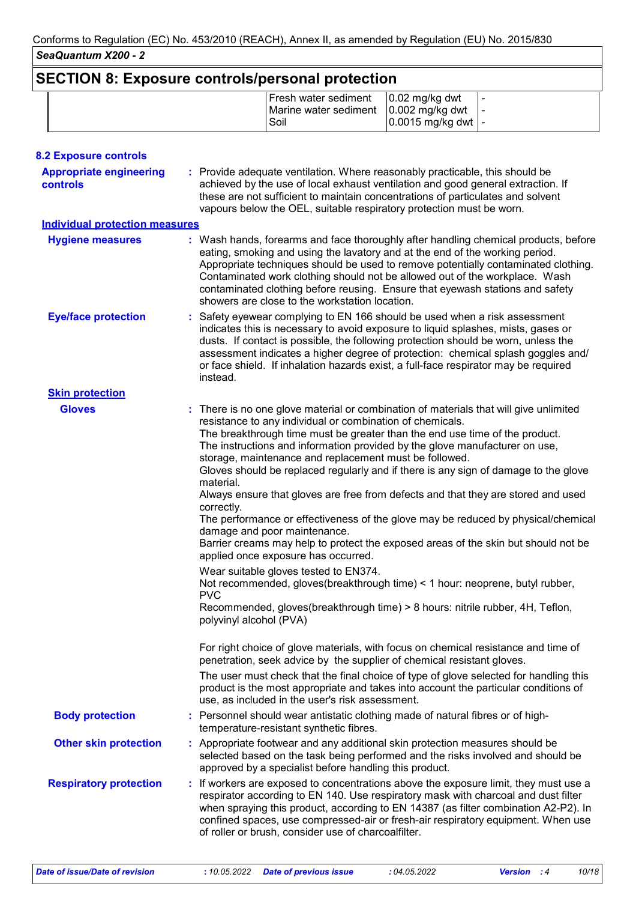## SECTION 8: Exposure controls/personal protection

| | | | |
|---|---|---|---|
| | Fresh water sediment | 0.02 mg/kg dwt | - |
| | Marine water sediment | 0.002 mg/kg dwt | - |
| | Soil | 0.0015 mg/kg dwt | - |

### 8.2 Exposure controls

**Appropriate engineering controls** : Provide adequate ventilation. Where reasonably practicable, this should be achieved by the use of local exhaust ventilation and good general extraction. If these are not sufficient to maintain concentrations of particulates and solvent vapours below the OEL, suitable respiratory protection must be worn.

**Individual protection measures**

**Hygiene measures** : Wash hands, forearms and face thoroughly after handling chemical products, before eating, smoking and using the lavatory and at the end of the working period. Appropriate techniques should be used to remove potentially contaminated clothing. Contaminated work clothing should not be allowed out of the workplace. Wash contaminated clothing before reusing. Ensure that eyewash stations and safety showers are close to the workstation location.

**Eye/face protection** : Safety eyewear complying to EN 166 should be used when a risk assessment indicates this is necessary to avoid exposure to liquid splashes, mists, gases or dusts. If contact is possible, the following protection should be worn, unless the assessment indicates a higher degree of protection: chemical splash goggles and/ or face shield. If inhalation hazards exist, a full-face respirator may be required instead.

**Skin protection**

**Gloves** : There is no one glove material or combination of materials that will give unlimited resistance to any individual or combination of chemicals.
The breakthrough time must be greater than the end use time of the product.
The instructions and information provided by the glove manufacturer on use, storage, maintenance and replacement must be followed.
Gloves should be replaced regularly and if there is any sign of damage to the glove material.
Always ensure that gloves are free from defects and that they are stored and used correctly.
The performance or effectiveness of the glove may be reduced by physical/chemical damage and poor maintenance.
Barrier creams may help to protect the exposed areas of the skin but should not be applied once exposure has occurred.

Wear suitable gloves tested to EN374.
Not recommended, gloves(breakthrough time) < 1 hour: neoprene, butyl rubber, PVC
Recommended, gloves(breakthrough time) > 8 hours: nitrile rubber, 4H, Teflon, polyvinyl alcohol (PVA)

For right choice of glove materials, with focus on chemical resistance and time of penetration, seek advice by the supplier of chemical resistant gloves.

The user must check that the final choice of type of glove selected for handling this product is the most appropriate and takes into account the particular conditions of use, as included in the user's risk assessment.

**Body protection** : Personnel should wear antistatic clothing made of natural fibres or of high-temperature-resistant synthetic fibres.

**Other skin protection** : Appropriate footwear and any additional skin protection measures should be selected based on the task being performed and the risks involved and should be approved by a specialist before handling this product.

**Respiratory protection** : If workers are exposed to concentrations above the exposure limit, they must use a respirator according to EN 140. Use respiratory mask with charcoal and dust filter when spraying this product, according to EN 14387 (as filter combination A2-P2). In confined spaces, use compressed-air or fresh-air respiratory equipment. When use of roller or brush, consider use of charcoalfilter.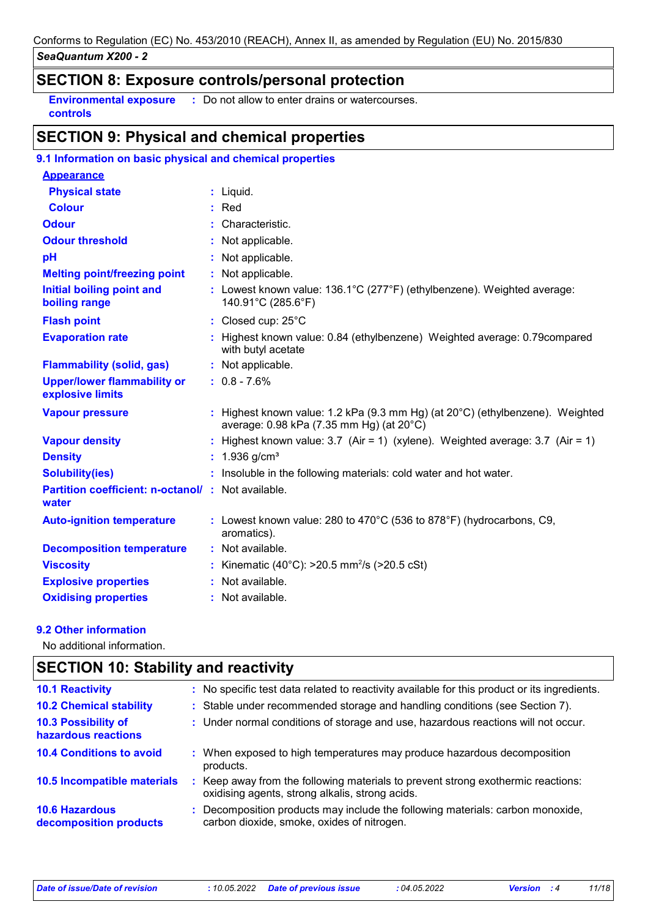## SECTION 8: Exposure controls/personal protection

**Environmental exposure controls** : Do not allow to enter drains or watercourses.

## SECTION 9: Physical and chemical properties

### 9.1 Information on basic physical and chemical properties

**Appearance**

| | |
|---|---|
| **Physical state** | : Liquid. |
| **Colour** | : Red |
| **Odour** | : Characteristic. |
| **Odour threshold** | : Not applicable. |
| **pH** | : Not applicable. |
| **Melting point/freezing point** | : Not applicable. |
| **Initial boiling point and boiling range** | : Lowest known value: 136.1°C (277°F) (ethylbenzene). Weighted average: 140.91°C (285.6°F) |
| **Flash point** | : Closed cup: 25°C |
| **Evaporation rate** | : Highest known value: 0.84 (ethylbenzene) Weighted average: 0.79compared with butyl acetate |
| **Flammability (solid, gas)** | : Not applicable. |
| **Upper/lower flammability or explosive limits** | : 0.8 - 7.6% |
| **Vapour pressure** | : Highest known value: 1.2 kPa (9.3 mm Hg) (at 20°C) (ethylbenzene). Weighted average: 0.98 kPa (7.35 mm Hg) (at 20°C) |
| **Vapour density** | : Highest known value: 3.7 (Air = 1) (xylene). Weighted average: 3.7 (Air = 1) |
| **Density** | : 1.936 g/cm³ |
| **Solubility(ies)** | : Insoluble in the following materials: cold water and hot water. |
| **Partition coefficient: n-octanol/ water** | : Not available. |
| **Auto-ignition temperature** | : Lowest known value: 280 to 470°C (536 to 878°F) (hydrocarbons, C9, aromatics). |
| **Decomposition temperature** | : Not available. |
| **Viscosity** | : Kinematic (40°C): >20.5 $mm^2/s$ (>20.5 cSt) |
| **Explosive properties** | : Not available. |
| **Oxidising properties** | : Not available. |

### 9.2 Other information

No additional information.

## SECTION 10: Stability and reactivity

| | |
|---|---|
| **10.1 Reactivity** | : No specific test data related to reactivity available for this product or its ingredients. |
| **10.2 Chemical stability** | : Stable under recommended storage and handling conditions (see Section 7). |
| **10.3 Possibility of hazardous reactions** | : Under normal conditions of storage and use, hazardous reactions will not occur. |
| **10.4 Conditions to avoid** | : When exposed to high temperatures may produce hazardous decomposition products. |
| **10.5 Incompatible materials** | : Keep away from the following materials to prevent strong exothermic reactions: oxidising agents, strong alkalis, strong acids. |
| **10.6 Hazardous decomposition products** | : Decomposition products may include the following materials: carbon monoxide, carbon dioxide, smoke, oxides of nitrogen. |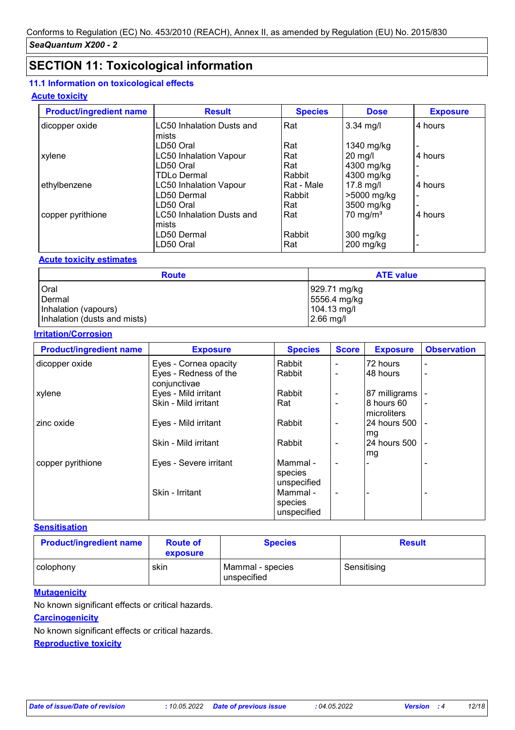## SECTION 11: Toxicological information

### 11.1 Information on toxicological effects

**Acute toxicity**

| Product/ingredient name | Result | Species | Dose | Exposure |
|---|---|---|---|---|
| dicopper oxide | LC50 Inhalation Dusts and mists | Rat | 3.34 mg/l | 4 hours |
| | LD50 Oral | Rat | 1340 mg/kg | - |
| xylene | LC50 Inhalation Vapour | Rat | 20 mg/l | 4 hours |
| | LD50 Oral | Rat | 4300 mg/kg | - |
| | TDLo Dermal | Rabbit | 4300 mg/kg | - |
| ethylbenzene | LC50 Inhalation Vapour | Rat - Male | 17.8 mg/l | 4 hours |
| | LD50 Dermal | Rabbit | >5000 mg/kg | - |
| | LD50 Oral | Rat | 3500 mg/kg | - |
| copper pyrithione | LC50 Inhalation Dusts and mists | Rat | 70 mg/m³ | 4 hours |
| | LD50 Dermal | Rabbit | 300 mg/kg | - |
| | LD50 Oral | Rat | 200 mg/kg | - |

**Acute toxicity estimates**

| Route | ATE value |
|---|---|
| Oral | 929.71 mg/kg |
| Dermal | 5556.4 mg/kg |
| Inhalation (vapours) | 104.13 mg/l |
| Inhalation (dusts and mists) | 2.66 mg/l |

**Irritation/Corrosion**

| Product/ingredient name | Exposure | Species | Score | Exposure | Observation |
|---|---|---|---|---|---|
| dicopper oxide | Eyes - Cornea opacity | Rabbit | - | 72 hours | - |
| | Eyes - Redness of the conjunctivae | Rabbit | - | 48 hours | - |
| xylene | Eyes - Mild irritant | Rabbit | - | 87 milligrams | - |
| | Skin - Mild irritant | Rat | - | 8 hours 60 microliters | - |
| zinc oxide | Eyes - Mild irritant | Rabbit | - | 24 hours 500 mg | - |
| | Skin - Mild irritant | Rabbit | - | 24 hours 500 mg | - |
| copper pyrithione | Eyes - Severe irritant | Mammal - species unspecified | - | - | - |
| | Skin - Irritant | Mammal - species unspecified | - | - | - |

**Sensitisation**

| Product/ingredient name | Route of exposure | Species | Result |
|---|---|---|---|
| colophony | skin | Mammal - species unspecified | Sensitising |

**Mutagenicity**

No known significant effects or critical hazards.

**Carcinogenicity**

No known significant effects or critical hazards.

**Reproductive toxicity**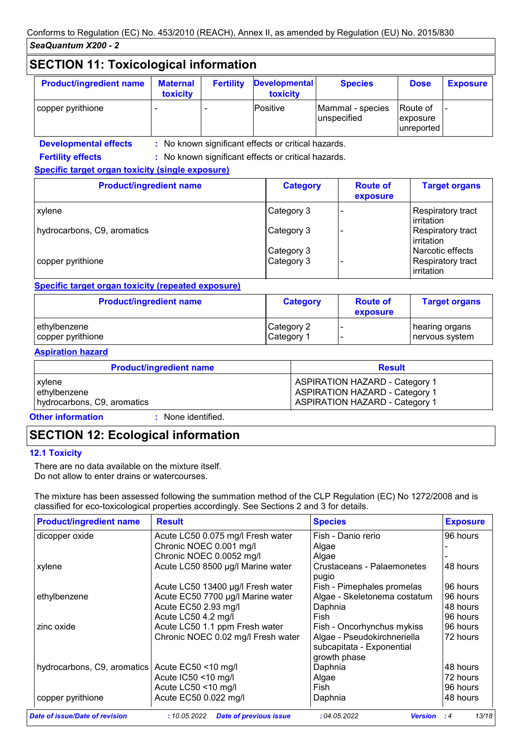## SECTION 11: Toxicological information

| Product/ingredient name | Maternal toxicity | Fertility | Developmental toxicity | Species | Dose | Exposure |
|---|---|---|---|---|---|---|
| copper pyrithione | - | - | Positive | Mammal - species unspecified | Route of exposure unreported | - |

**Developmental effects** : No known significant effects or critical hazards.

**Fertility effects** : No known significant effects or critical hazards.

**Specific target organ toxicity (single exposure)**

| Product/ingredient name | Category | Route of exposure | Target organs |
|---|---|---|---|
| xylene | Category 3 | - | Respiratory tract irritation |
| hydrocarbons, C9, aromatics | Category 3 | - | Respiratory tract irritation |
| | Category 3 | | Narcotic effects |
| copper pyrithione | Category 3 | - | Respiratory tract irritation |

**Specific target organ toxicity (repeated exposure)**

| Product/ingredient name | Category | Route of exposure | Target organs |
|---|---|---|---|
| ethylbenzene | Category 2 | - | hearing organs |
| copper pyrithione | Category 1 | - | nervous system |

**Aspiration hazard**

| Product/ingredient name | Result |
|---|---|
| xylene | ASPIRATION HAZARD - Category 1 |
| ethylbenzene | ASPIRATION HAZARD - Category 1 |
| hydrocarbons, C9, aromatics | ASPIRATION HAZARD - Category 1 |

**Other information** : None identified.

## SECTION 12: Ecological information

### 12.1 Toxicity

There are no data available on the mixture itself.
Do not allow to enter drains or watercourses.

The mixture has been assessed following the summation method of the CLP Regulation (EC) No 1272/2008 and is classified for eco-toxicological properties accordingly. See Sections 2 and 3 for details.

| Product/ingredient name | Result | Species | Exposure |
|---|---|---|---|
| dicopper oxide | Acute LC50 0.075 mg/l Fresh water | Fish - Danio rerio | 96 hours |
| | Chronic NOEC 0.001 mg/l | Algae | - |
| | Chronic NOEC 0.0052 mg/l | Algae | - |
| xylene | Acute LC50 8500 µg/l Marine water | Crustaceans - Palaemonetes pugio | 48 hours |
| | Acute LC50 13400 µg/l Fresh water | Fish - Pimephales promelas | 96 hours |
| ethylbenzene | Acute EC50 7700 µg/l Marine water | Algae - Skeletonema costatum | 96 hours |
| | Acute EC50 2.93 mg/l | Daphnia | 48 hours |
| | Acute LC50 4.2 mg/l | Fish | 96 hours |
| zinc oxide | Acute LC50 1.1 ppm Fresh water | Fish - Oncorhynchus mykiss | 96 hours |
| | Chronic NOEC 0.02 mg/l Fresh water | Algae - Pseudokirchneriella subcapitata - Exponential growth phase | 72 hours |
| hydrocarbons, C9, aromatics | Acute EC50 <10 mg/l | Daphnia | 48 hours |
| | Acute IC50 <10 mg/l | Algae | 72 hours |
| | Acute LC50 <10 mg/l | Fish | 96 hours |
| copper pyrithione | Acute EC50 0.022 mg/l | Daphnia | 48 hours |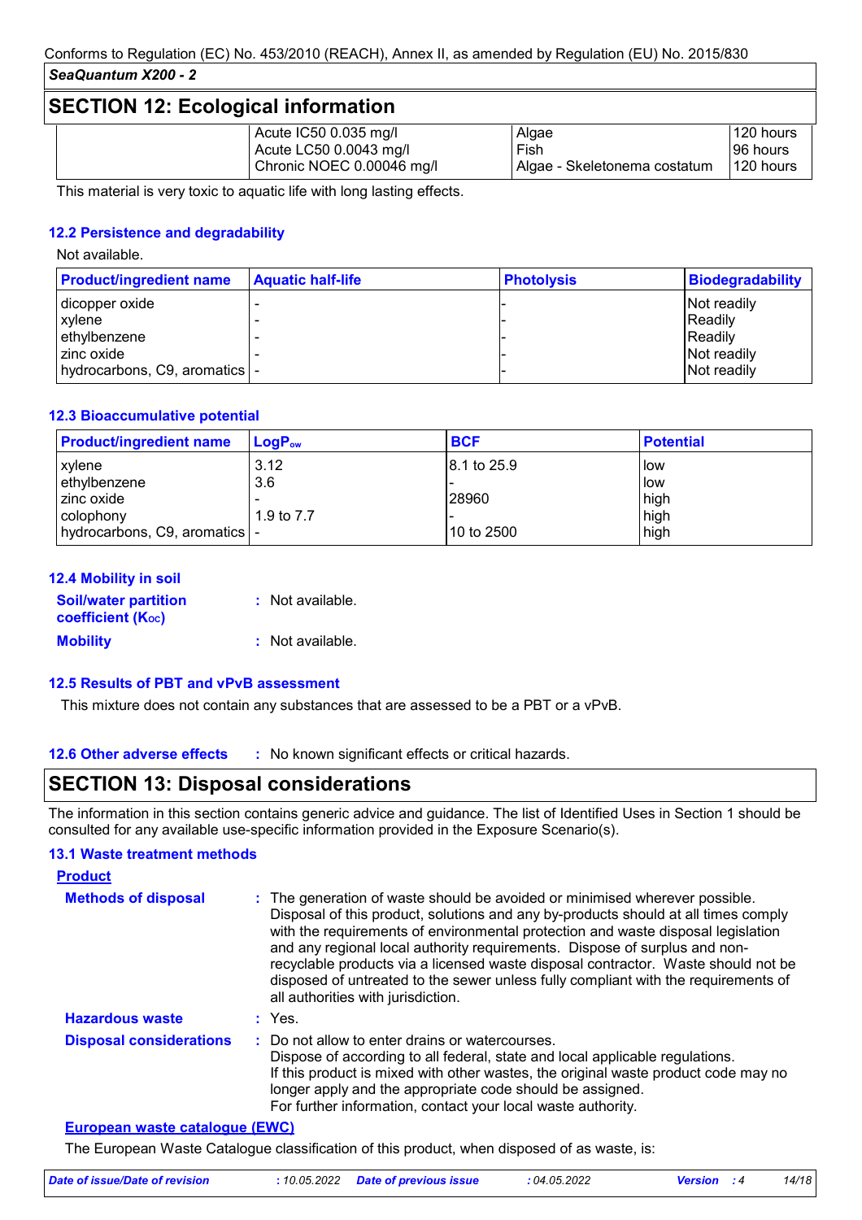## SECTION 12: Ecological information

| | | | |
|---|---|---|---|
| | Acute IC50 0.035 mg/l | Algae | 120 hours |
| | Acute LC50 0.0043 mg/l | Fish | 96 hours |
| | Chronic NOEC 0.00046 mg/l | Algae - Skeletonema costatum | 120 hours |

This material is very toxic to aquatic life with long lasting effects.

### 12.2 Persistence and degradability

Not available.

| Product/ingredient name | Aquatic half-life | Photolysis | Biodegradability |
|---|---|---|---|
| dicopper oxide | - | - | Not readily |
| xylene | - | - | Readily |
| ethylbenzene | - | - | Readily |
| zinc oxide | - | - | Not readily |
| hydrocarbons, C9, aromatics | - | - | Not readily |

### 12.3 Bioaccumulative potential

| Product/ingredient name | $LogP_{ow}$ | BCF | Potential |
|---|---|---|---|
| xylene | 3.12 | 8.1 to 25.9 | low |
| ethylbenzene | 3.6 | - | low |
| zinc oxide | - | 28960 | high |
| colophony | 1.9 to 7.7 | - | high |
| hydrocarbons, C9, aromatics | - | 10 to 2500 | high |

### 12.4 Mobility in soil

**Soil/water partition coefficient ($K_{OC}$)** : Not available.

**Mobility** : Not available.

### 12.5 Results of PBT and vPvB assessment

This mixture does not contain any substances that are assessed to be a PBT or a vPvB.

**12.6 Other adverse effects** : No known significant effects or critical hazards.

## SECTION 13: Disposal considerations

The information in this section contains generic advice and guidance. The list of Identified Uses in Section 1 should be consulted for any available use-specific information provided in the Exposure Scenario(s).

### 13.1 Waste treatment methods

**Product**

**Methods of disposal** : The generation of waste should be avoided or minimised wherever possible. Disposal of this product, solutions and any by-products should at all times comply with the requirements of environmental protection and waste disposal legislation and any regional local authority requirements. Dispose of surplus and non-recyclable products via a licensed waste disposal contractor. Waste should not be disposed of untreated to the sewer unless fully compliant with the requirements of all authorities with jurisdiction.

**Hazardous waste** : Yes.

**Disposal considerations** : Do not allow to enter drains or watercourses.
Dispose of according to all federal, state and local applicable regulations.
If this product is mixed with other wastes, the original waste product code may no longer apply and the appropriate code should be assigned.
For further information, contact your local waste authority.

**European waste catalogue (EWC)**

The European Waste Catalogue classification of this product, when disposed of as waste, is: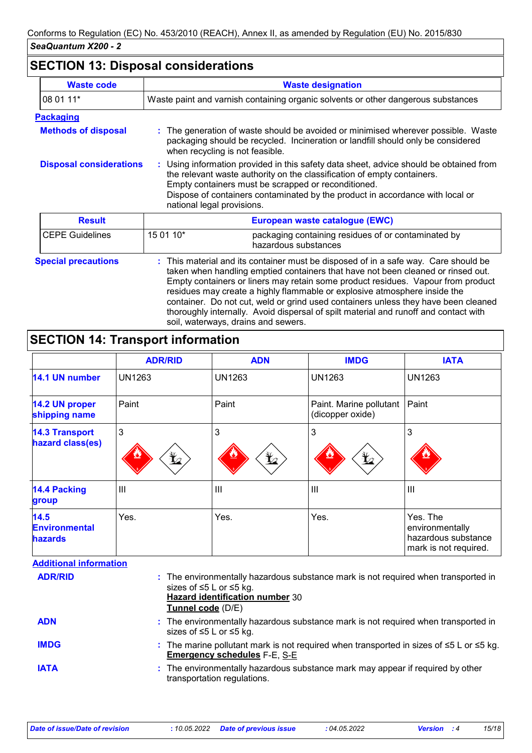Conforms to Regulation (EC) No. 453/2010 (REACH), Annex II, as amended by Regulation (EU) No. 2015/830

*SeaQuantum X200 - 2*

## SECTION 13: Disposal considerations

| Waste code | Waste designation |
|---|---|
| 08 01 11* | Waste paint and varnish containing organic solvents or other dangerous substances |

### Packaging

**Methods of disposal** : The generation of waste should be avoided or minimised wherever possible. Waste packaging should be recycled. Incineration or landfill should only be considered when recycling is not feasible.

**Disposal considerations** : Using information provided in this safety data sheet, advice should be obtained from the relevant waste authority on the classification of empty containers.
Empty containers must be scrapped or reconditioned.
Dispose of containers contaminated by the product in accordance with local or national legal provisions.

| Result | European waste catalogue (EWC) | |
|---|---|---|
| CEPE Guidelines | 15 01 10* | packaging containing residues of or contaminated by hazardous substances |

**Special precautions** : This material and its container must be disposed of in a safe way. Care should be taken when handling emptied containers that have not been cleaned or rinsed out. Empty containers or liners may retain some product residues. Vapour from product residues may create a highly flammable or explosive atmosphere inside the container. Do not cut, weld or grind used containers unless they have been cleaned thoroughly internally. Avoid dispersal of spilt material and runoff and contact with soil, waterways, drains and sewers.

## SECTION 14: Transport information

| | ADR/RID | ADN | IMDG | IATA |
|---|---|---|---|---|
| **14.1 UN number** | UN1263 | UN1263 | UN1263 | UN1263 |
| **14.2 UN proper shipping name** | Paint | Paint | Paint. Marine pollutant (dicopper oxide) | Paint |
| **14.3 Transport hazard class(es)** | 3 | 3 | 3 | 3 |
| **14.4 Packing group** | III | III | III | III |
| **14.5 Environmental hazards** | Yes. | Yes. | Yes. | Yes. The environmentally hazardous substance mark is not required. |

### Additional information

**ADR/RID** : The environmentally hazardous substance mark is not required when transported in sizes of ≤5 L or ≤5 kg.
**Hazard identification number** 30
**Tunnel code** (D/E)

**ADN** : The environmentally hazardous substance mark is not required when transported in sizes of ≤5 L or ≤5 kg.

**IMDG** : The marine pollutant mark is not required when transported in sizes of ≤5 L or ≤5 kg.
**Emergency schedules** F-E, S-E

**IATA** : The environmentally hazardous substance mark may appear if required by other transportation regulations.

| *Date of issue/Date of revision* | *: 10.05.2022* | *Date of previous issue* | *: 04.05.2022* | *Version* | *: 4* |
|---|---|---|---|---|---|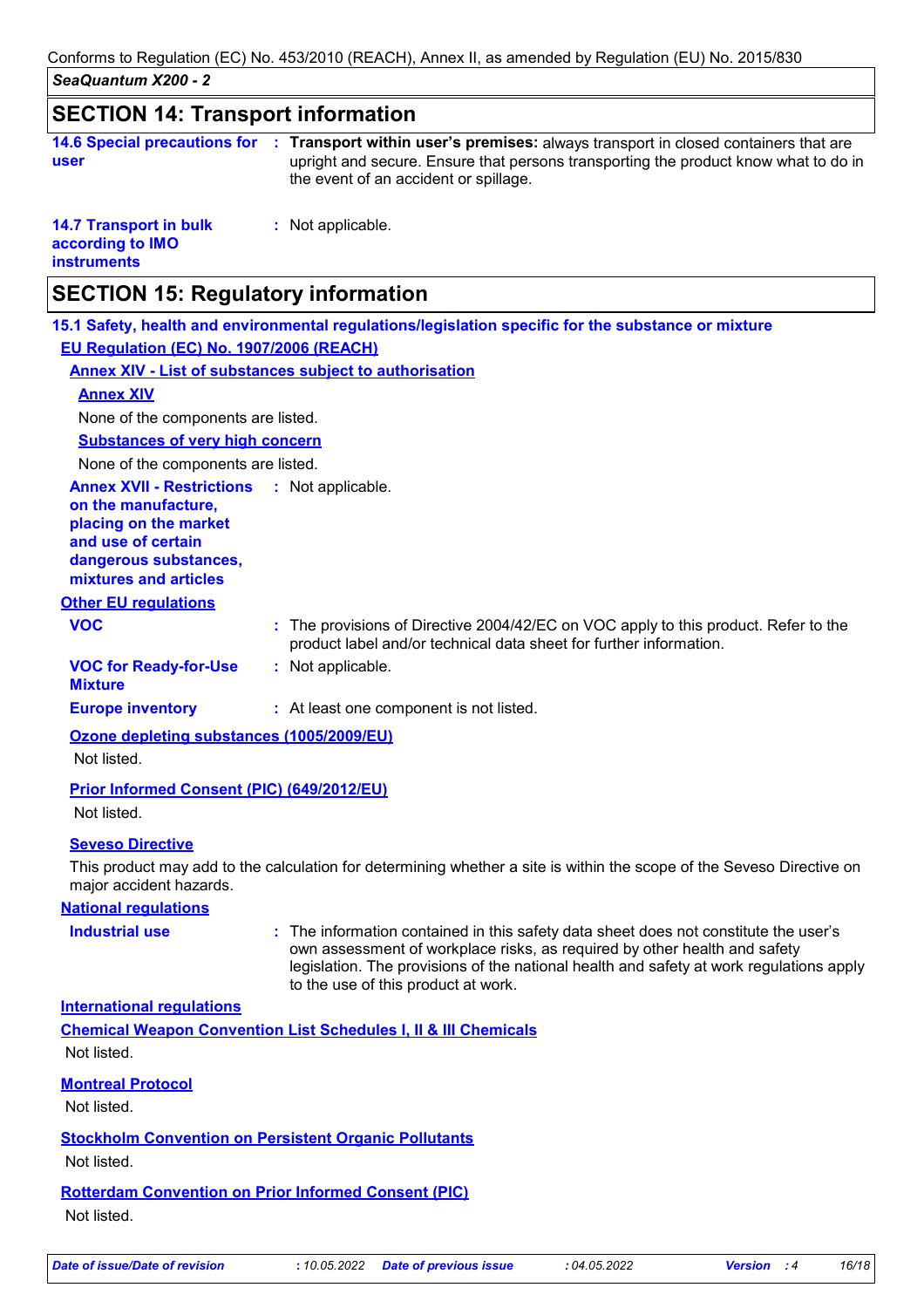## SECTION 14: Transport information

**14.6 Special precautions for user** : **Transport within user's premises:** always transport in closed containers that are upright and secure. Ensure that persons transporting the product know what to do in the event of an accident or spillage.

**14.7 Transport in bulk according to IMO instruments** : Not applicable.

## SECTION 15: Regulatory information

### 15.1 Safety, health and environmental regulations/legislation specific for the substance or mixture

**EU Regulation (EC) No. 1907/2006 (REACH)**

**Annex XIV - List of substances subject to authorisation**

**Annex XIV**

None of the components are listed.

**Substances of very high concern**

None of the components are listed.

**Annex XVII - Restrictions on the manufacture, placing on the market and use of certain dangerous substances, mixtures and articles** : Not applicable.

**Other EU regulations**

**VOC** : The provisions of Directive 2004/42/EC on VOC apply to this product. Refer to the product label and/or technical data sheet for further information.

**VOC for Ready-for-Use Mixture** : Not applicable.

**Europe inventory** : At least one component is not listed.

**Ozone depleting substances (1005/2009/EU)**

Not listed.

**Prior Informed Consent (PIC) (649/2012/EU)**

Not listed.

**Seveso Directive**

This product may add to the calculation for determining whether a site is within the scope of the Seveso Directive on major accident hazards.

**National regulations**

**Industrial use** : The information contained in this safety data sheet does not constitute the user's own assessment of workplace risks, as required by other health and safety legislation. The provisions of the national health and safety at work regulations apply to the use of this product at work.

**International regulations**

**Chemical Weapon Convention List Schedules I, II & III Chemicals**

Not listed.

**Montreal Protocol**

Not listed.

**Stockholm Convention on Persistent Organic Pollutants**

Not listed.

**Rotterdam Convention on Prior Informed Consent (PIC)**

Not listed.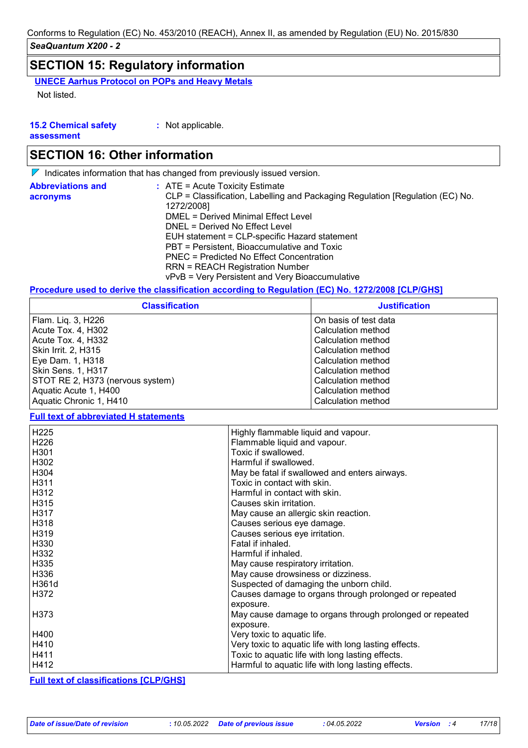## SECTION 15: Regulatory information

**UNECE Aarhus Protocol on POPs and Heavy Metals**

Not listed.

**15.2 Chemical safety assessment** : Not applicable.

## SECTION 16: Other information

◸ Indicates information that has changed from previously issued version.

**Abbreviations and acronyms** :
ATE = Acute Toxicity Estimate
CLP = Classification, Labelling and Packaging Regulation [Regulation (EC) No. 1272/2008]
DMEL = Derived Minimal Effect Level
DNEL = Derived No Effect Level
EUH statement = CLP-specific Hazard statement
PBT = Persistent, Bioaccumulative and Toxic
PNEC = Predicted No Effect Concentration
RRN = REACH Registration Number
vPvB = Very Persistent and Very Bioaccumulative

**Procedure used to derive the classification according to Regulation (EC) No. 1272/2008 [CLP/GHS]**

| Classification | Justification |
|---|---|
| Flam. Liq. 3, H226 | On basis of test data |
| Acute Tox. 4, H302 | Calculation method |
| Acute Tox. 4, H332 | Calculation method |
| Skin Irrit. 2, H315 | Calculation method |
| Eye Dam. 1, H318 | Calculation method |
| Skin Sens. 1, H317 | Calculation method |
| STOT RE 2, H373 (nervous system) | Calculation method |
| Aquatic Acute 1, H400 | Calculation method |
| Aquatic Chronic 1, H410 | Calculation method |

**Full text of abbreviated H statements**

| | |
|---|---|
| H225 | Highly flammable liquid and vapour. |
| H226 | Flammable liquid and vapour. |
| H301 | Toxic if swallowed. |
| H302 | Harmful if swallowed. |
| H304 | May be fatal if swallowed and enters airways. |
| H311 | Toxic in contact with skin. |
| H312 | Harmful in contact with skin. |
| H315 | Causes skin irritation. |
| H317 | May cause an allergic skin reaction. |
| H318 | Causes serious eye damage. |
| H319 | Causes serious eye irritation. |
| H330 | Fatal if inhaled. |
| H332 | Harmful if inhaled. |
| H335 | May cause respiratory irritation. |
| H336 | May cause drowsiness or dizziness. |
| H361d | Suspected of damaging the unborn child. |
| H372 | Causes damage to organs through prolonged or repeated exposure. |
| H373 | May cause damage to organs through prolonged or repeated exposure. |
| H400 | Very toxic to aquatic life. |
| H410 | Very toxic to aquatic life with long lasting effects. |
| H411 | Toxic to aquatic life with long lasting effects. |
| H412 | Harmful to aquatic life with long lasting effects. |

**Full text of classifications [CLP/GHS]**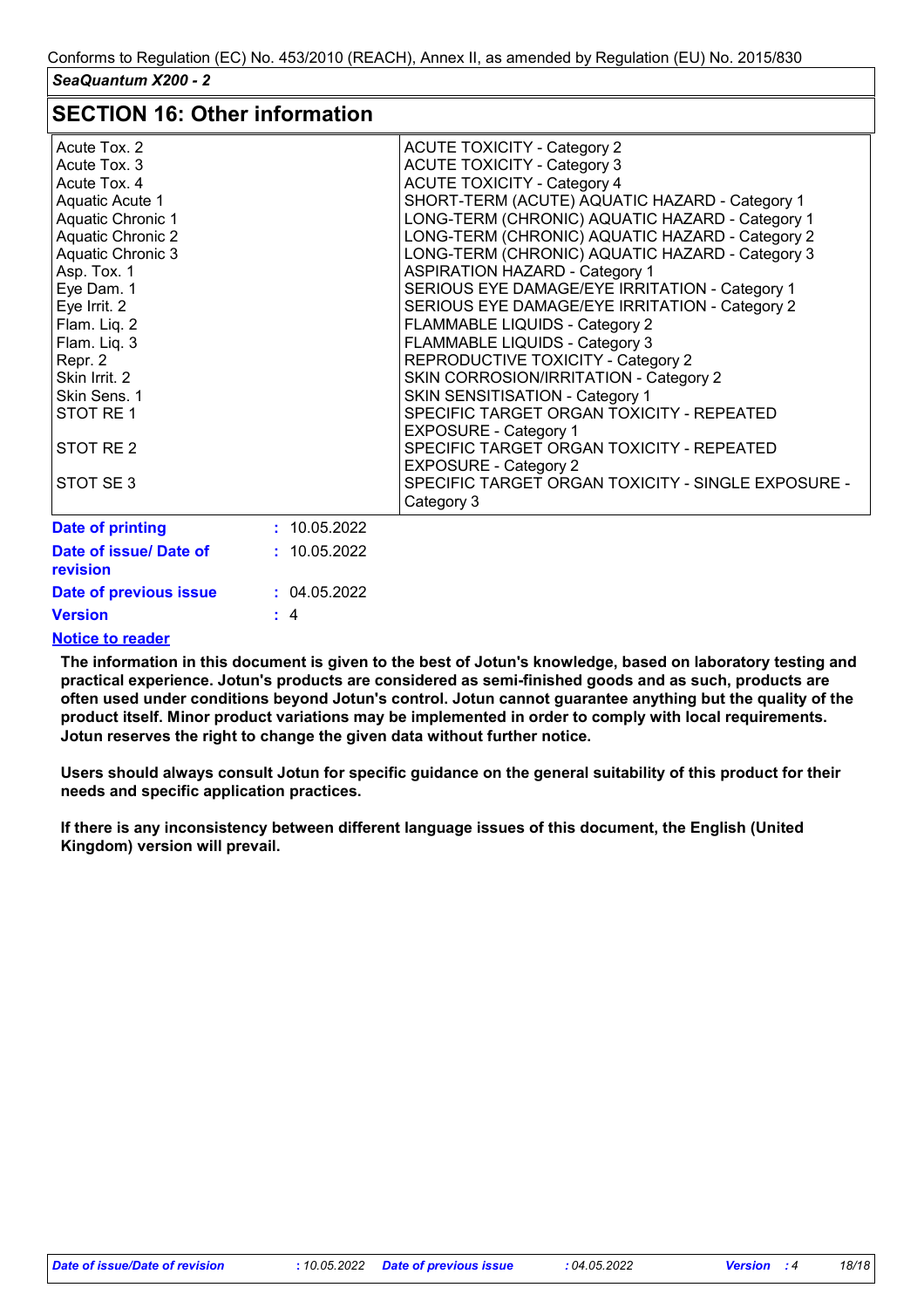## SECTION 16: Other information

| | |
|---|---|
| Acute Tox. 2 | ACUTE TOXICITY - Category 2 |
| Acute Tox. 3 | ACUTE TOXICITY - Category 3 |
| Acute Tox. 4 | ACUTE TOXICITY - Category 4 |
| Aquatic Acute 1 | SHORT-TERM (ACUTE) AQUATIC HAZARD - Category 1 |
| Aquatic Chronic 1 | LONG-TERM (CHRONIC) AQUATIC HAZARD - Category 1 |
| Aquatic Chronic 2 | LONG-TERM (CHRONIC) AQUATIC HAZARD - Category 2 |
| Aquatic Chronic 3 | LONG-TERM (CHRONIC) AQUATIC HAZARD - Category 3 |
| Asp. Tox. 1 | ASPIRATION HAZARD - Category 1 |
| Eye Dam. 1 | SERIOUS EYE DAMAGE/EYE IRRITATION - Category 1 |
| Eye Irrit. 2 | SERIOUS EYE DAMAGE/EYE IRRITATION - Category 2 |
| Flam. Liq. 2 | FLAMMABLE LIQUIDS - Category 2 |
| Flam. Liq. 3 | FLAMMABLE LIQUIDS - Category 3 |
| Repr. 2 | REPRODUCTIVE TOXICITY - Category 2 |
| Skin Irrit. 2 | SKIN CORROSION/IRRITATION - Category 2 |
| Skin Sens. 1 | SKIN SENSITISATION - Category 1 |
| STOT RE 1 | SPECIFIC TARGET ORGAN TOXICITY - REPEATED EXPOSURE - Category 1 |
| STOT RE 2 | SPECIFIC TARGET ORGAN TOXICITY - REPEATED EXPOSURE - Category 2 |
| STOT SE 3 | SPECIFIC TARGET ORGAN TOXICITY - SINGLE EXPOSURE - Category 3 |

**Date of printing** : 10.05.2022

**Date of issue/ Date of revision** : 10.05.2022

**Date of previous issue** : 04.05.2022

**Version** : 4

**Notice to reader**

**The information in this document is given to the best of Jotun's knowledge, based on laboratory testing and practical experience. Jotun's products are considered as semi-finished goods and as such, products are often used under conditions beyond Jotun's control. Jotun cannot guarantee anything but the quality of the product itself. Minor product variations may be implemented in order to comply with local requirements. Jotun reserves the right to change the given data without further notice.**

**Users should always consult Jotun for specific guidance on the general suitability of this product for their needs and specific application practices.**

**If there is any inconsistency between different language issues of this document, the English (United Kingdom) version will prevail.**